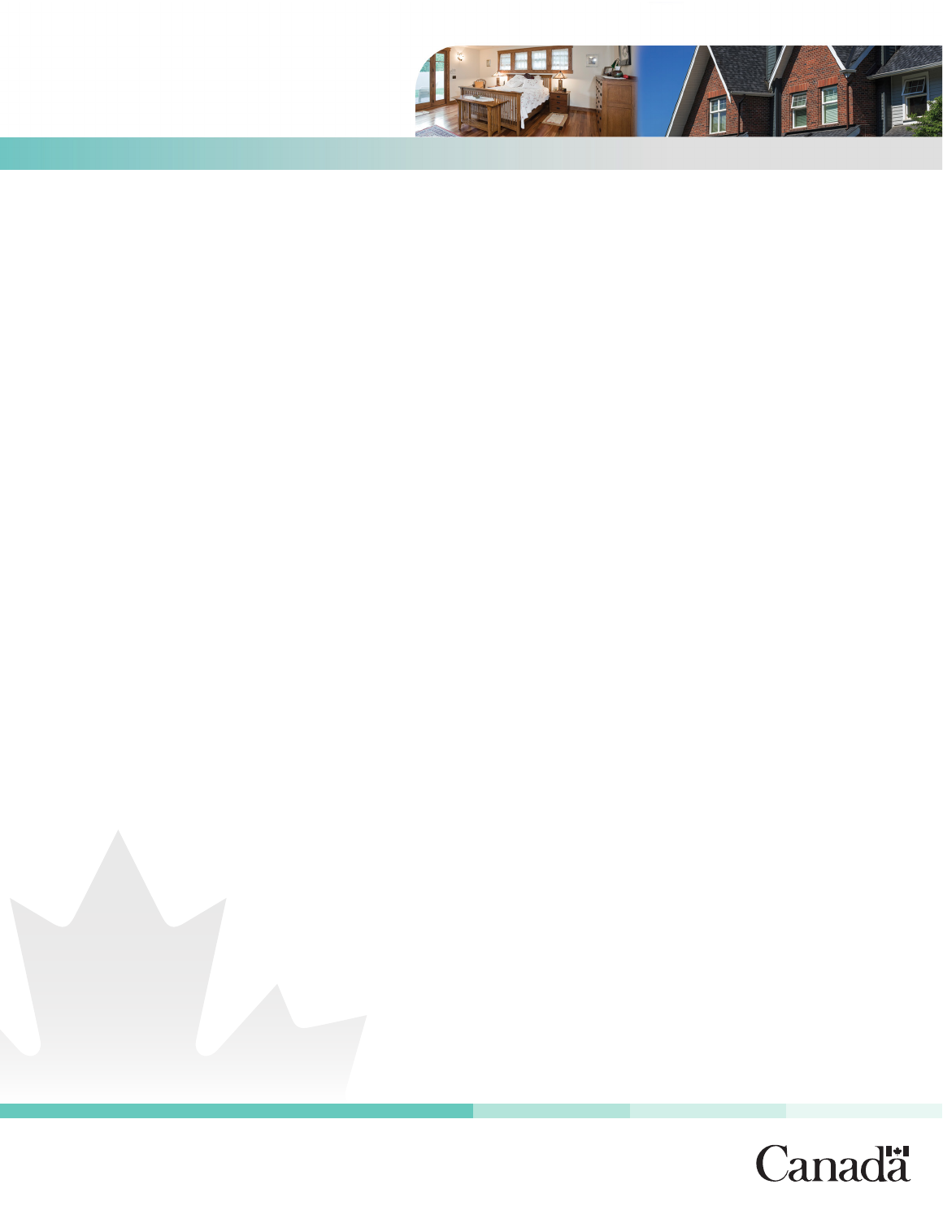Canada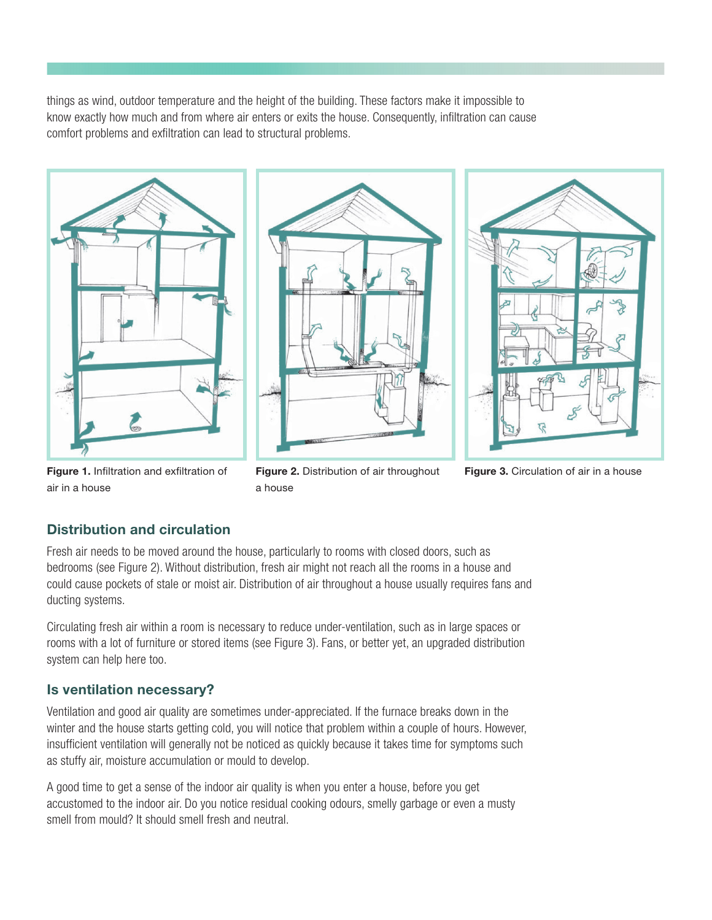things as wind, outdoor temperature and the height of the building. These factors make it impossible to know exactly how much and from where air enters or exits the house. Consequently, infiltration can cause comfort problems and exfiltration can lead to structural problems.

**Figure 1.** Infiltration and exfiltration of air in a house

**Figure 2.** Distribution of air throughout a house

**Figure 3.** Circulation of air in a house

## Distribution and circulation

Fresh air needs to be moved around the house, particularly to rooms with closed doors, such as bedrooms (see Figure 2). Without distribution, fresh air might not reach all the rooms in a house and could cause pockets of stale or moist air. Distribution of air throughout a house usually requires fans and ducting systems.

Circulating fresh air within a room is necessary to reduce under-ventilation, such as in large spaces or rooms with a lot of furniture or stored items (see Figure 3). Fans, or better yet, an upgraded distribution system can help here too.

## Is ventilation necessary?

Ventilation and good air quality are sometimes under-appreciated. If the furnace breaks down in the winter and the house starts getting cold, you will notice that problem within a couple of hours. However, insufficient ventilation will generally not be noticed as quickly because it takes time for symptoms such as stuffy air, moisture accumulation or mould to develop.

A good time to get a sense of the indoor air quality is when you enter a house, before you get accustomed to the indoor air. Do you notice residual cooking odours, smelly garbage or even a musty smell from mould? It should smell fresh and neutral.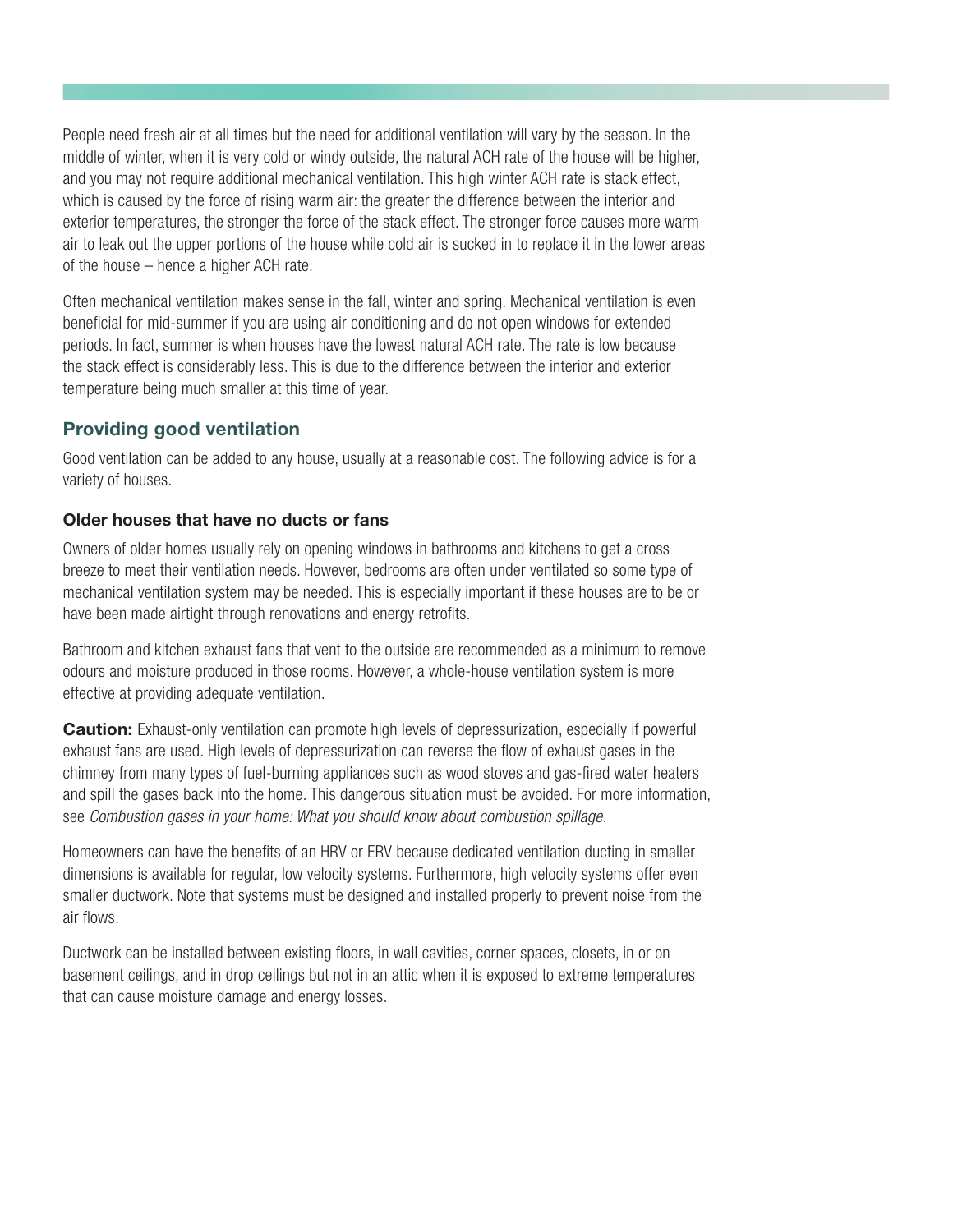People need fresh air at all times but the need for additional ventilation will vary by the season. In the middle of winter, when it is very cold or windy outside, the natural ACH rate of the house will be higher, and you may not require additional mechanical ventilation. This high winter ACH rate is stack effect, which is caused by the force of rising warm air: the greater the difference between the interior and exterior temperatures, the stronger the force of the stack effect. The stronger force causes more warm air to leak out the upper portions of the house while cold air is sucked in to replace it in the lower areas of the house – hence a higher ACH rate.

Often mechanical ventilation makes sense in the fall, winter and spring. Mechanical ventilation is even beneficial for mid-summer if you are using air conditioning and do not open windows for extended periods. In fact, summer is when houses have the lowest natural ACH rate. The rate is low because the stack effect is considerably less. This is due to the difference between the interior and exterior temperature being much smaller at this time of year.

## Providing good ventilation

Good ventilation can be added to any house, usually at a reasonable cost. The following advice is for a variety of houses.

### Older houses that have no ducts or fans

Owners of older homes usually rely on opening windows in bathrooms and kitchens to get a cross breeze to meet their ventilation needs. However, bedrooms are often under ventilated so some type of mechanical ventilation system may be needed. This is especially important if these houses are to be or have been made airtight through renovations and energy retrofits.

Bathroom and kitchen exhaust fans that vent to the outside are recommended as a minimum to remove odours and moisture produced in those rooms. However, a whole-house ventilation system is more effective at providing adequate ventilation.

**Caution:** Exhaust-only ventilation can promote high levels of depressurization, especially if powerful exhaust fans are used. High levels of depressurization can reverse the flow of exhaust gases in the chimney from many types of fuel-burning appliances such as wood stoves and gas-fired water heaters and spill the gases back into the home. This dangerous situation must be avoided. For more information, see *Combustion gases in your home: What you should know about combustion spillage*.

Homeowners can have the benefits of an HRV or ERV because dedicated ventilation ducting in smaller dimensions is available for regular, low velocity systems. Furthermore, high velocity systems offer even smaller ductwork. Note that systems must be designed and installed properly to prevent noise from the air flows.

Ductwork can be installed between existing floors, in wall cavities, corner spaces, closets, in or on basement ceilings, and in drop ceilings but not in an attic when it is exposed to extreme temperatures that can cause moisture damage and energy losses.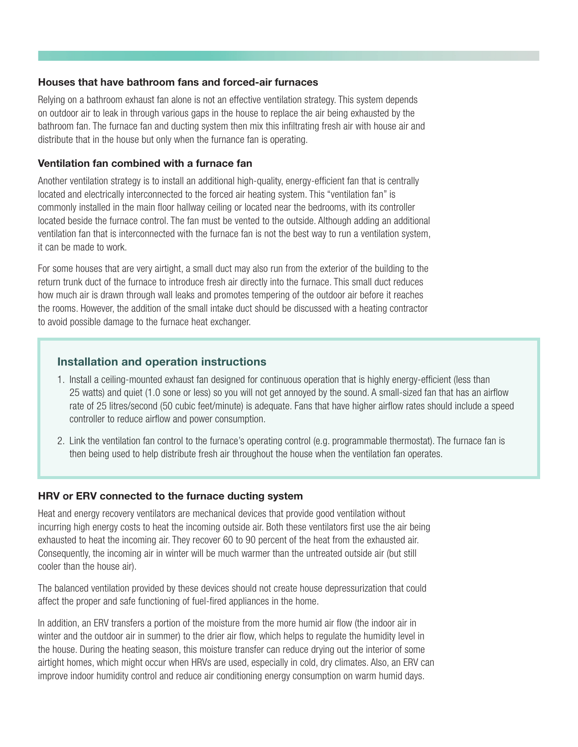### Houses that have bathroom fans and forced-air furnaces

Relying on a bathroom exhaust fan alone is not an effective ventilation strategy. This system depends on outdoor air to leak in through various gaps in the house to replace the air being exhausted by the bathroom fan. The furnace fan and ducting system then mix this infiltrating fresh air with house air and distribute that in the house but only when the furnance fan is operating.

### Ventilation fan combined with a furnace fan

Another ventilation strategy is to install an additional high-quality, energy-efficient fan that is centrally located and electrically interconnected to the forced air heating system. This "ventilation fan" is commonly installed in the main floor hallway ceiling or located near the bedrooms, with its controller located beside the furnace control. The fan must be vented to the outside. Although adding an additional ventilation fan that is interconnected with the furnace fan is not the best way to run a ventilation system, it can be made to work.

For some houses that are very airtight, a small duct may also run from the exterior of the building to the return trunk duct of the furnace to introduce fresh air directly into the furnace. This small duct reduces how much air is drawn through wall leaks and promotes tempering of the outdoor air before it reaches the rooms. However, the addition of the small intake duct should be discussed with a heating contractor to avoid possible damage to the furnace heat exchanger.

## Installation and operation instructions

1. Install a ceiling-mounted exhaust fan designed for continuous operation that is highly energy-efficient (less than 25 watts) and quiet (1.0 sone or less) so you will not get annoyed by the sound. A small-sized fan that has an airflow rate of 25 litres/second (50 cubic feet/minute) is adequate. Fans that have higher airflow rates should include a speed controller to reduce airflow and power consumption.
2. Link the ventilation fan control to the furnace's operating control (e.g. programmable thermostat). The furnace fan is then being used to help distribute fresh air throughout the house when the ventilation fan operates.

### HRV or ERV connected to the furnace ducting system

Heat and energy recovery ventilators are mechanical devices that provide good ventilation without incurring high energy costs to heat the incoming outside air. Both these ventilators first use the air being exhausted to heat the incoming air. They recover 60 to 90 percent of the heat from the exhausted air. Consequently, the incoming air in winter will be much warmer than the untreated outside air (but still cooler than the house air).

The balanced ventilation provided by these devices should not create house depressurization that could affect the proper and safe functioning of fuel-fired appliances in the home.

In addition, an ERV transfers a portion of the moisture from the more humid air flow (the indoor air in winter and the outdoor air in summer) to the drier air flow, which helps to regulate the humidity level in the house. During the heating season, this moisture transfer can reduce drying out the interior of some airtight homes, which might occur when HRVs are used, especially in cold, dry climates. Also, an ERV can improve indoor humidity control and reduce air conditioning energy consumption on warm humid days.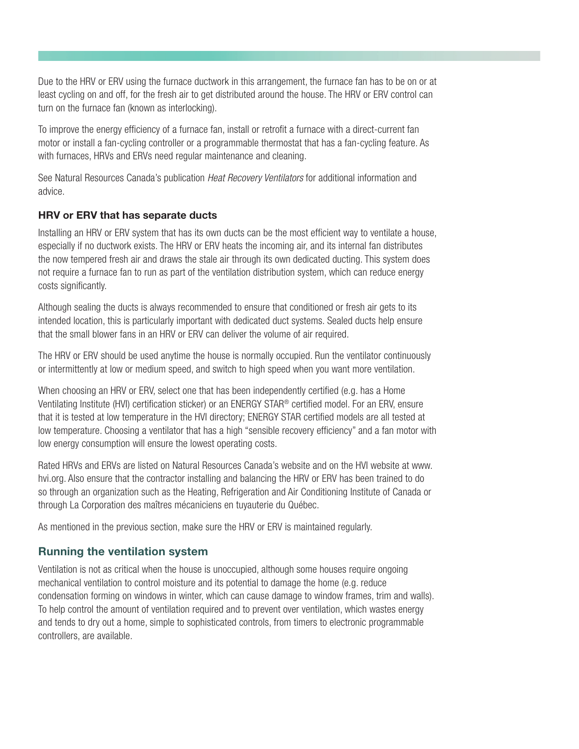Due to the HRV or ERV using the furnace ductwork in this arrangement, the furnace fan has to be on or at least cycling on and off, for the fresh air to get distributed around the house. The HRV or ERV control can turn on the furnace fan (known as interlocking).

To improve the energy efficiency of a furnace fan, install or retrofit a furnace with a direct-current fan motor or install a fan-cycling controller or a programmable thermostat that has a fan-cycling feature. As with furnaces, HRVs and ERVs need regular maintenance and cleaning.

See Natural Resources Canada's publication *Heat Recovery Ventilators* for additional information and advice.

### HRV or ERV that has separate ducts

Installing an HRV or ERV system that has its own ducts can be the most efficient way to ventilate a house, especially if no ductwork exists. The HRV or ERV heats the incoming air, and its internal fan distributes the now tempered fresh air and draws the stale air through its own dedicated ducting. This system does not require a furnace fan to run as part of the ventilation distribution system, which can reduce energy costs significantly.

Although sealing the ducts is always recommended to ensure that conditioned or fresh air gets to its intended location, this is particularly important with dedicated duct systems. Sealed ducts help ensure that the small blower fans in an HRV or ERV can deliver the volume of air required.

The HRV or ERV should be used anytime the house is normally occupied. Run the ventilator continuously or intermittently at low or medium speed, and switch to high speed when you want more ventilation.

When choosing an HRV or ERV, select one that has been independently certified (e.g. has a Home Ventilating Institute (HVI) certification sticker) or an ENERGY STAR® certified model. For an ERV, ensure that it is tested at low temperature in the HVI directory; ENERGY STAR certified models are all tested at low temperature. Choosing a ventilator that has a high "sensible recovery efficiency" and a fan motor with low energy consumption will ensure the lowest operating costs.

Rated HRVs and ERVs are listed on Natural Resources Canada's website and on the HVI website at www.hvi.org. Also ensure that the contractor installing and balancing the HRV or ERV has been trained to do so through an organization such as the Heating, Refrigeration and Air Conditioning Institute of Canada or through La Corporation des maîtres mécaniciens en tuyauterie du Québec.

As mentioned in the previous section, make sure the HRV or ERV is maintained regularly.

## Running the ventilation system

Ventilation is not as critical when the house is unoccupied, although some houses require ongoing mechanical ventilation to control moisture and its potential to damage the home (e.g. reduce condensation forming on windows in winter, which can cause damage to window frames, trim and walls). To help control the amount of ventilation required and to prevent over ventilation, which wastes energy and tends to dry out a home, simple to sophisticated controls, from timers to electronic programmable controllers, are available.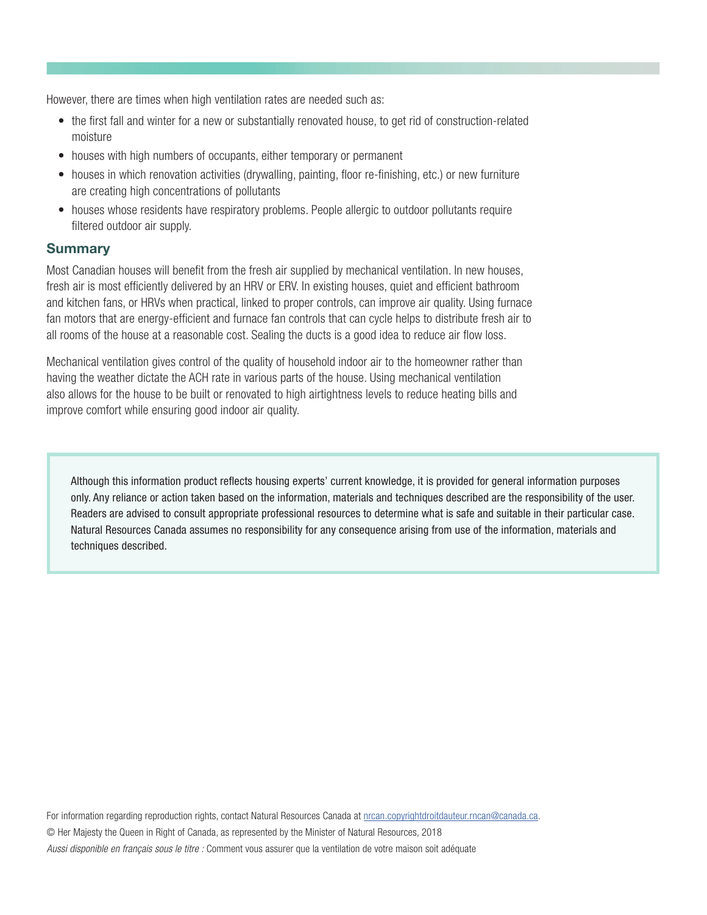However, there are times when high ventilation rates are needed such as:

- the first fall and winter for a new or substantially renovated house, to get rid of construction-related moisture
- houses with high numbers of occupants, either temporary or permanent
- houses in which renovation activities (drywalling, painting, floor re-finishing, etc.) or new furniture are creating high concentrations of pollutants
- houses whose residents have respiratory problems. People allergic to outdoor pollutants require filtered outdoor air supply.

## Summary

Most Canadian houses will benefit from the fresh air supplied by mechanical ventilation. In new houses, fresh air is most efficiently delivered by an HRV or ERV. In existing houses, quiet and efficient bathroom and kitchen fans, or HRVs when practical, linked to proper controls, can improve air quality. Using furnace fan motors that are energy-efficient and furnace fan controls that can cycle helps to distribute fresh air to all rooms of the house at a reasonable cost. Sealing the ducts is a good idea to reduce air flow loss.

Mechanical ventilation gives control of the quality of household indoor air to the homeowner rather than having the weather dictate the ACH rate in various parts of the house. Using mechanical ventilation also allows for the house to be built or renovated to high airtightness levels to reduce heating bills and improve comfort while ensuring good indoor air quality.

> Although this information product reflects housing experts' current knowledge, it is provided for general information purposes only. Any reliance or action taken based on the information, materials and techniques described are the responsibility of the user. Readers are advised to consult appropriate professional resources to determine what is safe and suitable in their particular case. Natural Resources Canada assumes no responsibility for any consequence arising from use of the information, materials and techniques described.

For information regarding reproduction rights, contact Natural Resources Canada at nrcan.copyrightdroitdauteur.rncan@canada.ca.

© Her Majesty the Queen in Right of Canada, as represented by the Minister of Natural Resources, 2018

*Aussi disponible en français sous le titre :* Comment vous assurer que la ventilation de votre maison soit adéquate